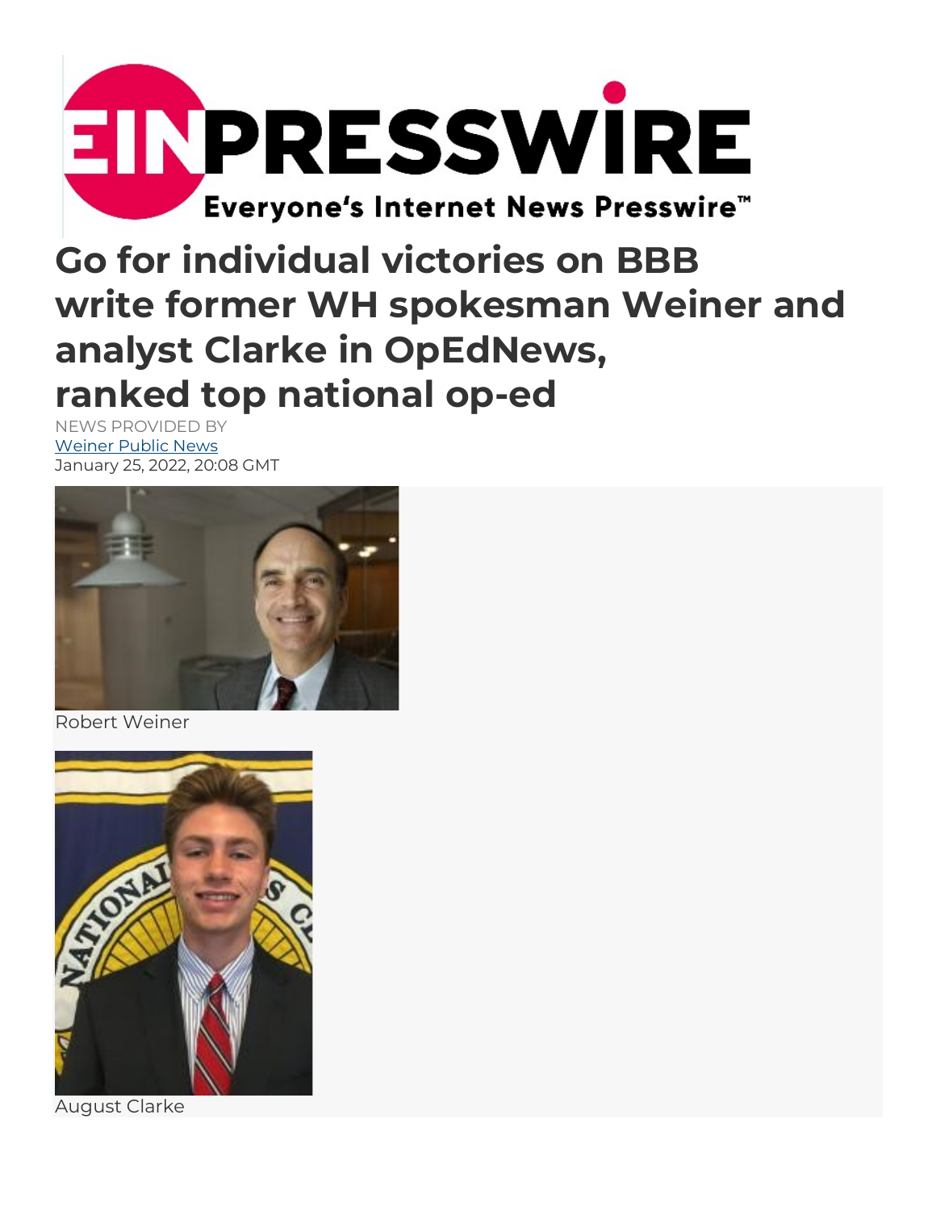# Go for individual victories on BBB write former WH spokesman Weiner and analyst Clarke in OpEdNews, ranked top national op-ed

NEWS PROVIDED BY

Weiner Public News

January 25, 2022, 20:08 GMT

Robert Weiner

August Clarke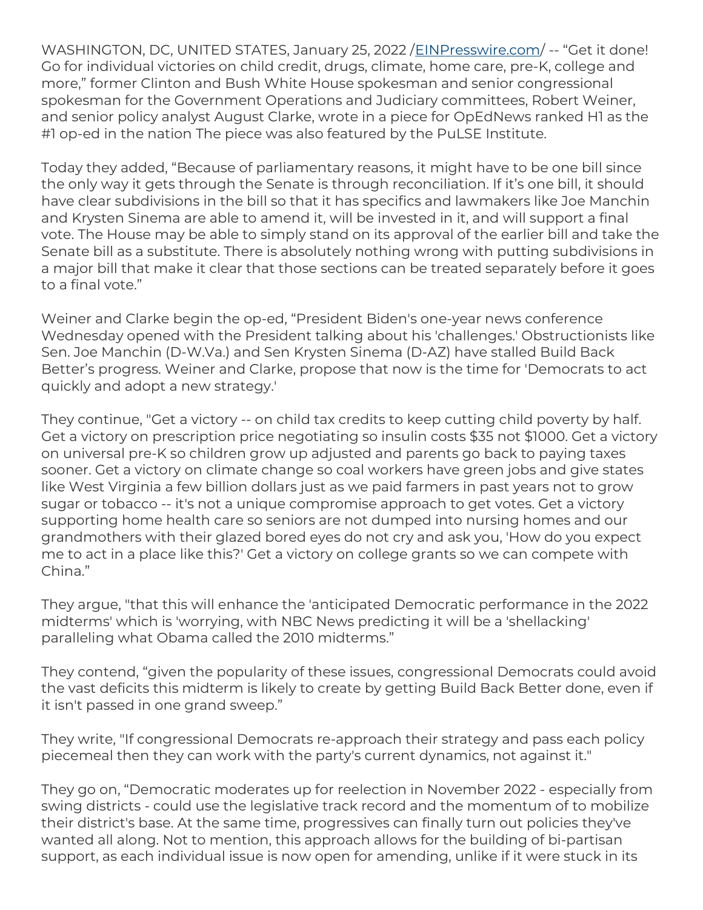WASHINGTON, DC, UNITED STATES, January 25, 2022 /[EINPresswire.com](EINPresswire.com)/ -- “Get it done! Go for individual victories on child credit, drugs, climate, home care, pre-K, college and more,” former Clinton and Bush White House spokesman and senior congressional spokesman for the Government Operations and Judiciary committees, Robert Weiner, and senior policy analyst August Clarke, wrote in a piece for OpEdNews ranked H1 as the #1 op-ed in the nation The piece was also featured by the PuLSE Institute.

Today they added, “Because of parliamentary reasons, it might have to be one bill since the only way it gets through the Senate is through reconciliation. If it’s one bill, it should have clear subdivisions in the bill so that it has specifics and lawmakers like Joe Manchin and Krysten Sinema are able to amend it, will be invested in it, and will support a final vote. The House may be able to simply stand on its approval of the earlier bill and take the Senate bill as a substitute. There is absolutely nothing wrong with putting subdivisions in a major bill that make it clear that those sections can be treated separately before it goes to a final vote.”

Weiner and Clarke begin the op-ed, “President Biden's one-year news conference Wednesday opened with the President talking about his 'challenges.' Obstructionists like Sen. Joe Manchin (D-W.Va.) and Sen Krysten Sinema (D-AZ) have stalled Build Back Better’s progress. Weiner and Clarke, propose that now is the time for 'Democrats to act quickly and adopt a new strategy.'

They continue, "Get a victory -- on child tax credits to keep cutting child poverty by half. Get a victory on prescription price negotiating so insulin costs $35 not $1000. Get a victory on universal pre-K so children grow up adjusted and parents go back to paying taxes sooner. Get a victory on climate change so coal workers have green jobs and give states like West Virginia a few billion dollars just as we paid farmers in past years not to grow sugar or tobacco -- it's not a unique compromise approach to get votes. Get a victory supporting home health care so seniors are not dumped into nursing homes and our grandmothers with their glazed bored eyes do not cry and ask you, 'How do you expect me to act in a place like this?' Get a victory on college grants so we can compete with China.”

They argue, "that this will enhance the 'anticipated Democratic performance in the 2022 midterms' which is 'worrying, with NBC News predicting it will be a 'shellacking' paralleling what Obama called the 2010 midterms.”

They contend, “given the popularity of these issues, congressional Democrats could avoid the vast deficits this midterm is likely to create by getting Build Back Better done, even if it isn't passed in one grand sweep.”

They write, "If congressional Democrats re-approach their strategy and pass each policy piecemeal then they can work with the party's current dynamics, not against it."

They go on, “Democratic moderates up for reelection in November 2022 - especially from swing districts - could use the legislative track record and the momentum of to mobilize their district's base. At the same time, progressives can finally turn out policies they've wanted all along. Not to mention, this approach allows for the building of bi-partisan support, as each individual issue is now open for amending, unlike if it were stuck in its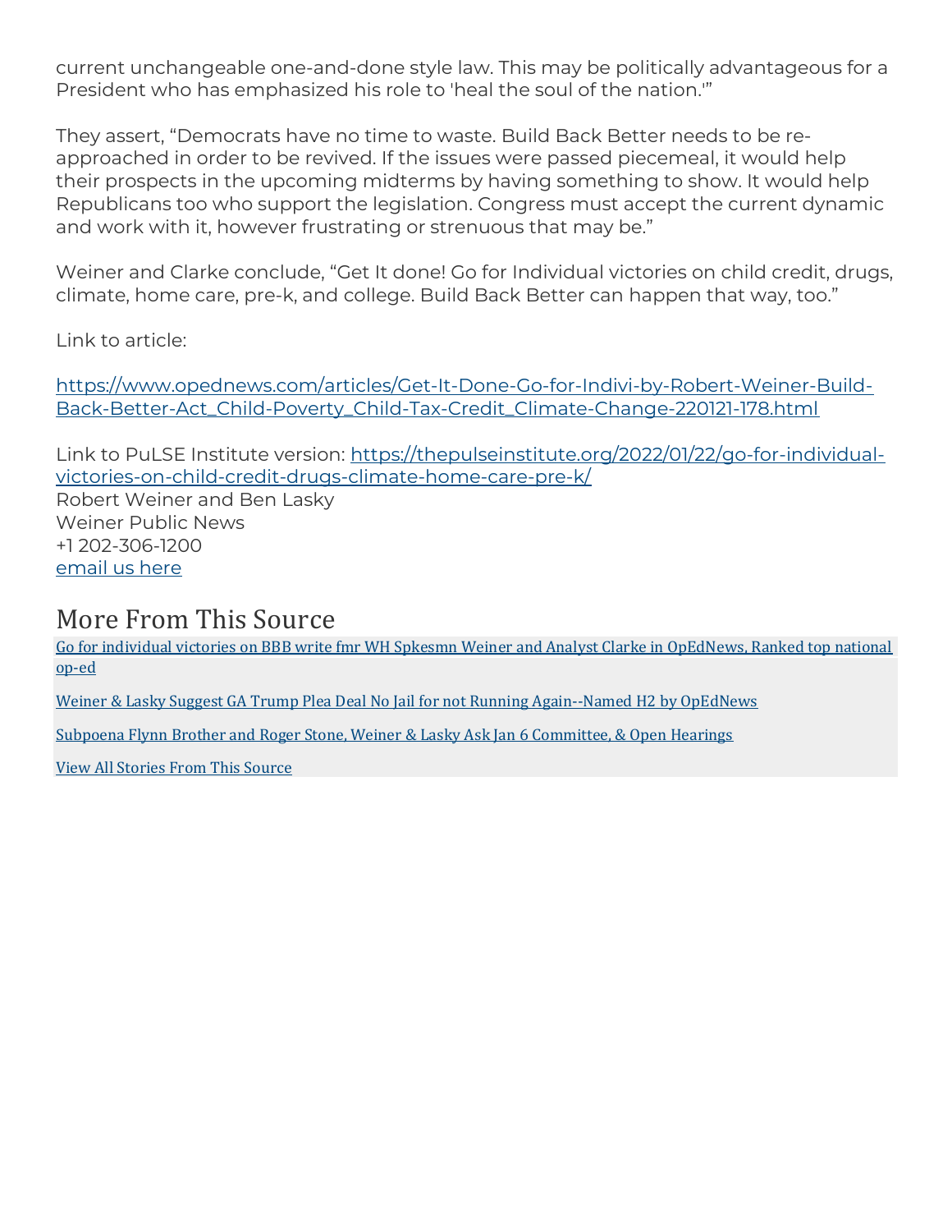current unchangeable one-and-done style law. This may be politically advantageous for a President who has emphasized his role to 'heal the soul of the nation.'"

They assert, "Democrats have no time to waste. Build Back Better needs to be re-approached in order to be revived. If the issues were passed piecemeal, it would help their prospects in the upcoming midterms by having something to show. It would help Republicans too who support the legislation. Congress must accept the current dynamic and work with it, however frustrating or strenuous that may be."

Weiner and Clarke conclude, "Get It done! Go for Individual victories on child credit, drugs, climate, home care, pre-k, and college. Build Back Better can happen that way, too."

Link to article:

https://www.opednews.com/articles/Get-It-Done-Go-for-Indivi-by-Robert-Weiner-Build-Back-Better-Act_Child-Poverty_Child-Tax-Credit_Climate-Change-220121-178.html

Link to PuLSE Institute version: https://thepulseinstitute.org/2022/01/22/go-for-individual-victories-on-child-credit-drugs-climate-home-care-pre-k/
Robert Weiner and Ben Lasky
Weiner Public News
+1 202-306-1200
email us here

## More From This Source

Go for individual victories on BBB write fmr WH Spkesmn Weiner and Analyst Clarke in OpEdNews, Ranked top national op-ed

Weiner & Lasky Suggest GA Trump Plea Deal No Jail for not Running Again--Named H2 by OpEdNews

Subpoena Flynn Brother and Roger Stone, Weiner & Lasky Ask Jan 6 Committee, & Open Hearings

View All Stories From This Source